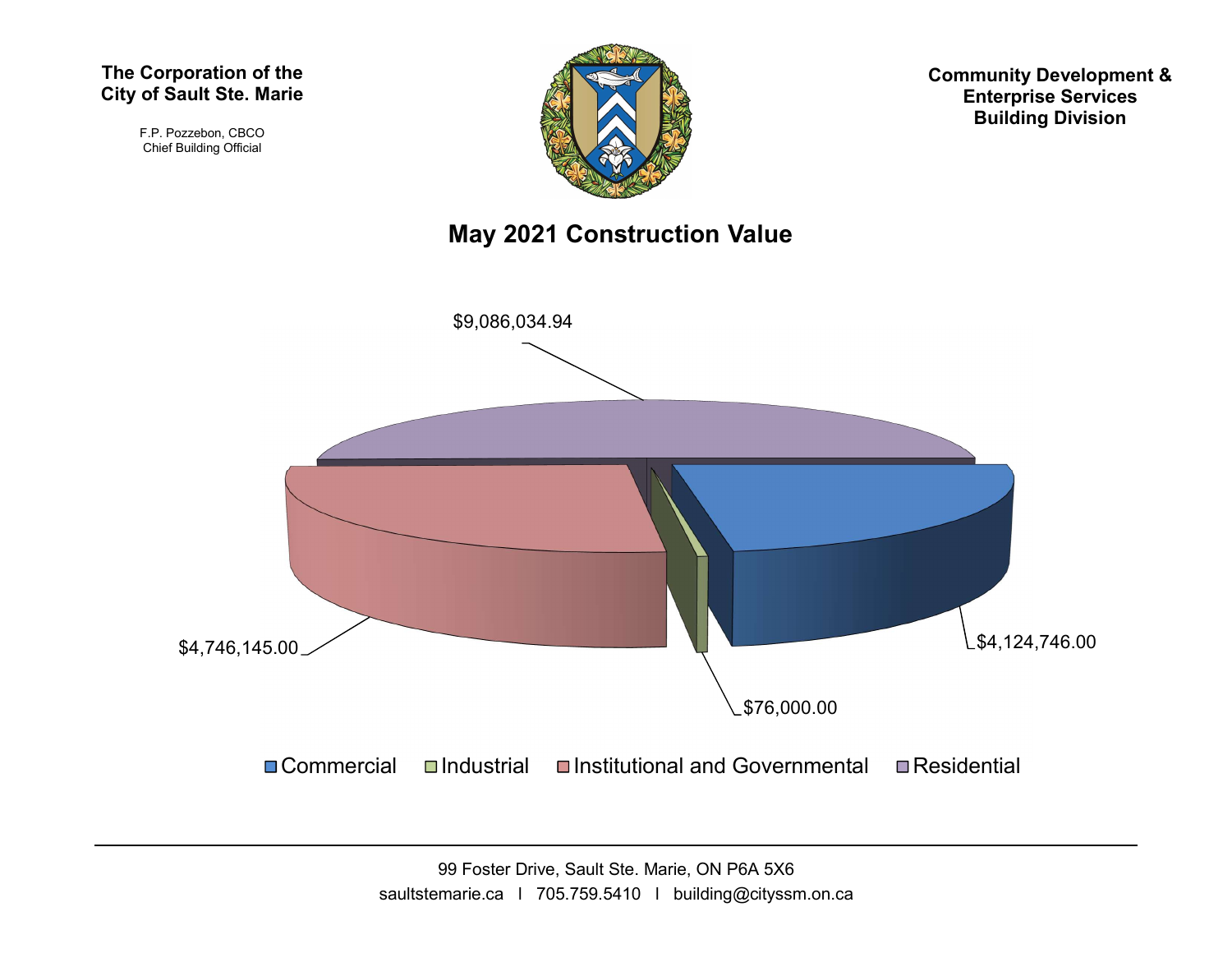**The Corporation of the City of Sault Ste. Marie**

F.P. Pozzebon, CBCO
Chief Building Official

**Community Development & Enterprise Services Building Division**

# May 2021 Construction Value

$9,086,034.94

$4,746,145.00

$4,124,746.00

$76,000.00

Commercial | Industrial | Institutional and Governmental | Residential

99 Foster Drive, Sault Ste. Marie, ON P6A 5X6
saultstemarie.ca | 705.759.5410 | building@cityssm.on.ca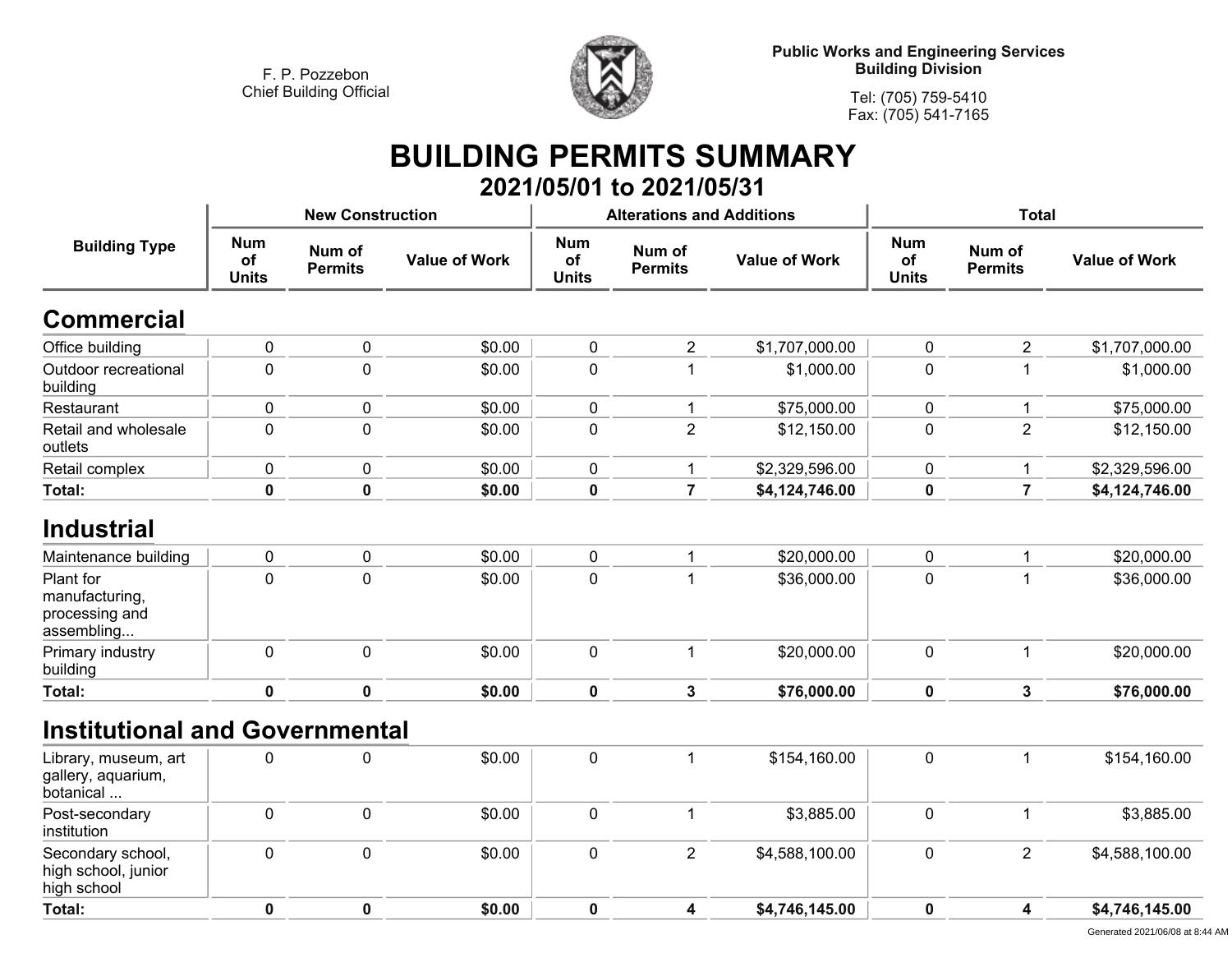F. P. Pozzebon
Chief Building Official

**Public Works and Engineering Services**
**Building Division**

Tel: (705) 759-5410
Fax: (705) 541-7165

# BUILDING PERMITS SUMMARY

## 2021/05/01 to 2021/05/31

| Building Type | New Construction | | | Alterations and Additions | | | Total | | |
|---|---|---|---|---|---|---|---|---|---|
| | Num of Units | Num of Permits | Value of Work | Num of Units | Num of Permits | Value of Work | Num of Units | Num of Permits | Value of Work |
| **Commercial** | | | | | | | | | |
| Office building | 0 | 0 | $0.00 | 0 | 2 | $1,707,000.00 | 0 | 2 | $1,707,000.00 |
| Outdoor recreational building | 0 | 0 | $0.00 | 0 | 1 | $1,000.00 | 0 | 1 | $1,000.00 |
| Restaurant | 0 | 0 | $0.00 | 0 | 1 | $75,000.00 | 0 | 1 | $75,000.00 |
| Retail and wholesale outlets | 0 | 0 | $0.00 | 0 | 2 | $12,150.00 | 0 | 2 | $12,150.00 |
| Retail complex | 0 | 0 | $0.00 | 0 | 1 | $2,329,596.00 | 0 | 1 | $2,329,596.00 |
| **Total:** | **0** | **0** | **$0.00** | **0** | **7** | **$4,124,746.00** | **0** | **7** | **$4,124,746.00** |
| **Industrial** | | | | | | | | | |
| Maintenance building | 0 | 0 | $0.00 | 0 | 1 | $20,000.00 | 0 | 1 | $20,000.00 |
| Plant for manufacturing, processing and assembling... | 0 | 0 | $0.00 | 0 | 1 | $36,000.00 | 0 | 1 | $36,000.00 |
| Primary industry building | 0 | 0 | $0.00 | 0 | 1 | $20,000.00 | 0 | 1 | $20,000.00 |
| **Total:** | **0** | **0** | **$0.00** | **0** | **3** | **$76,000.00** | **0** | **3** | **$76,000.00** |
| **Institutional and Governmental** | | | | | | | | | |
| Library, museum, art gallery, aquarium, botanical ... | 0 | 0 | $0.00 | 0 | 1 | $154,160.00 | 0 | 1 | $154,160.00 |
| Post-secondary institution | 0 | 0 | $0.00 | 0 | 1 | $3,885.00 | 0 | 1 | $3,885.00 |
| Secondary school, high school, junior high school | 0 | 0 | $0.00 | 0 | 2 | $4,588,100.00 | 0 | 2 | $4,588,100.00 |
| **Total:** | **0** | **0** | **$0.00** | **0** | **4** | **$4,746,145.00** | **0** | **4** | **$4,746,145.00** |

Generated 2021/06/08 at 8:44 AM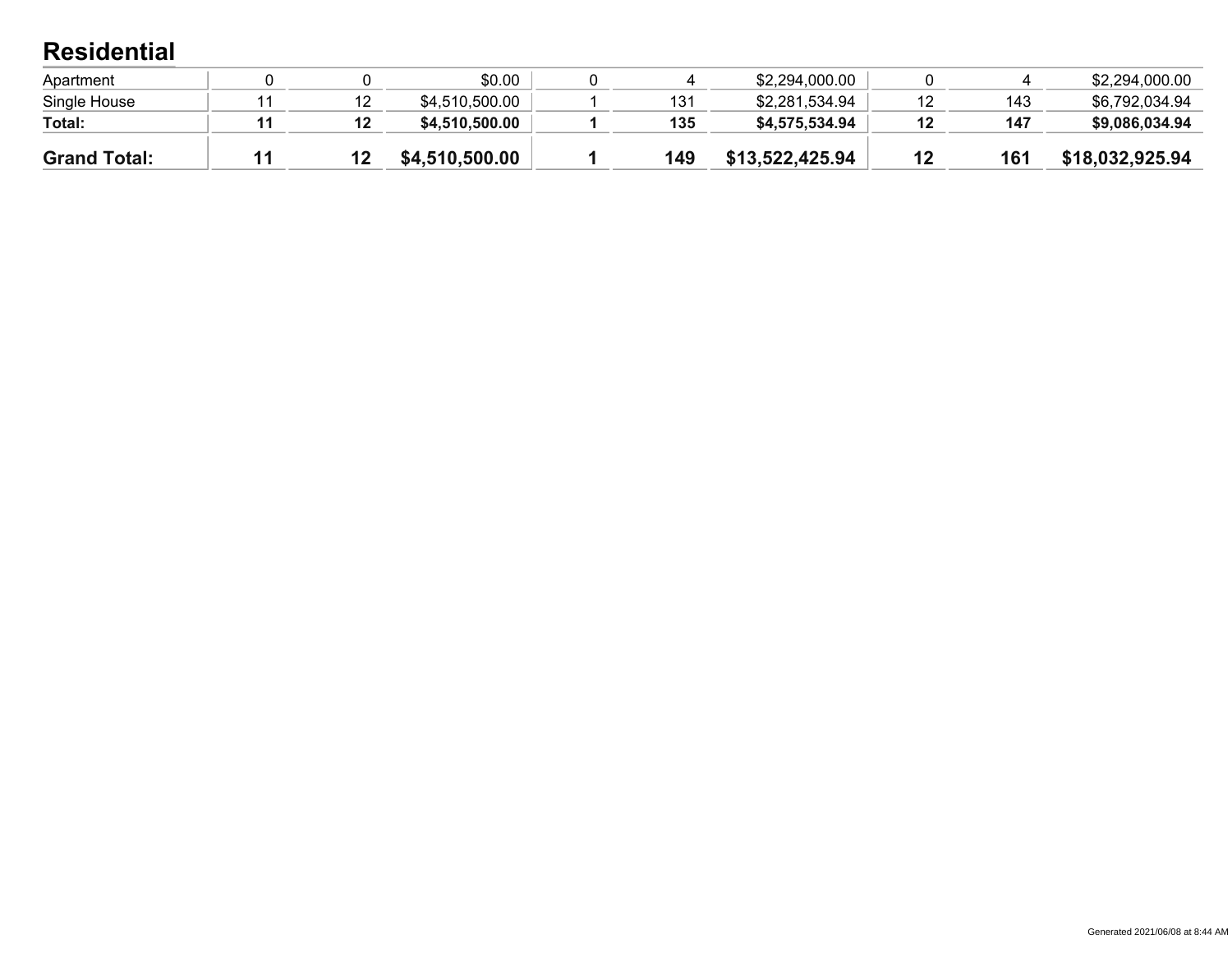## Residential

| | | | | | | | | | |
|---|---|---|---|---|---|---|---|---|---|
| Apartment | 0 | 0 | $0.00 | 0 | 4 | $2,294,000.00 | 0 | 4 | $2,294,000.00 |
| Single House | 11 | 12 | $4,510,500.00 | 1 | 131 | $2,281,534.94 | 12 | 143 | $6,792,034.94 |
| **Total:** | **11** | **12** | **$4,510,500.00** | **1** | **135** | **$4,575,534.94** | **12** | **147** | **$9,086,034.94** |
| **Grand Total:** | **11** | **12** | **$4,510,500.00** | **1** | **149** | **$13,522,425.94** | **12** | **161** | **$18,032,925.94** |

Generated 2021/06/08 at 8:44 AM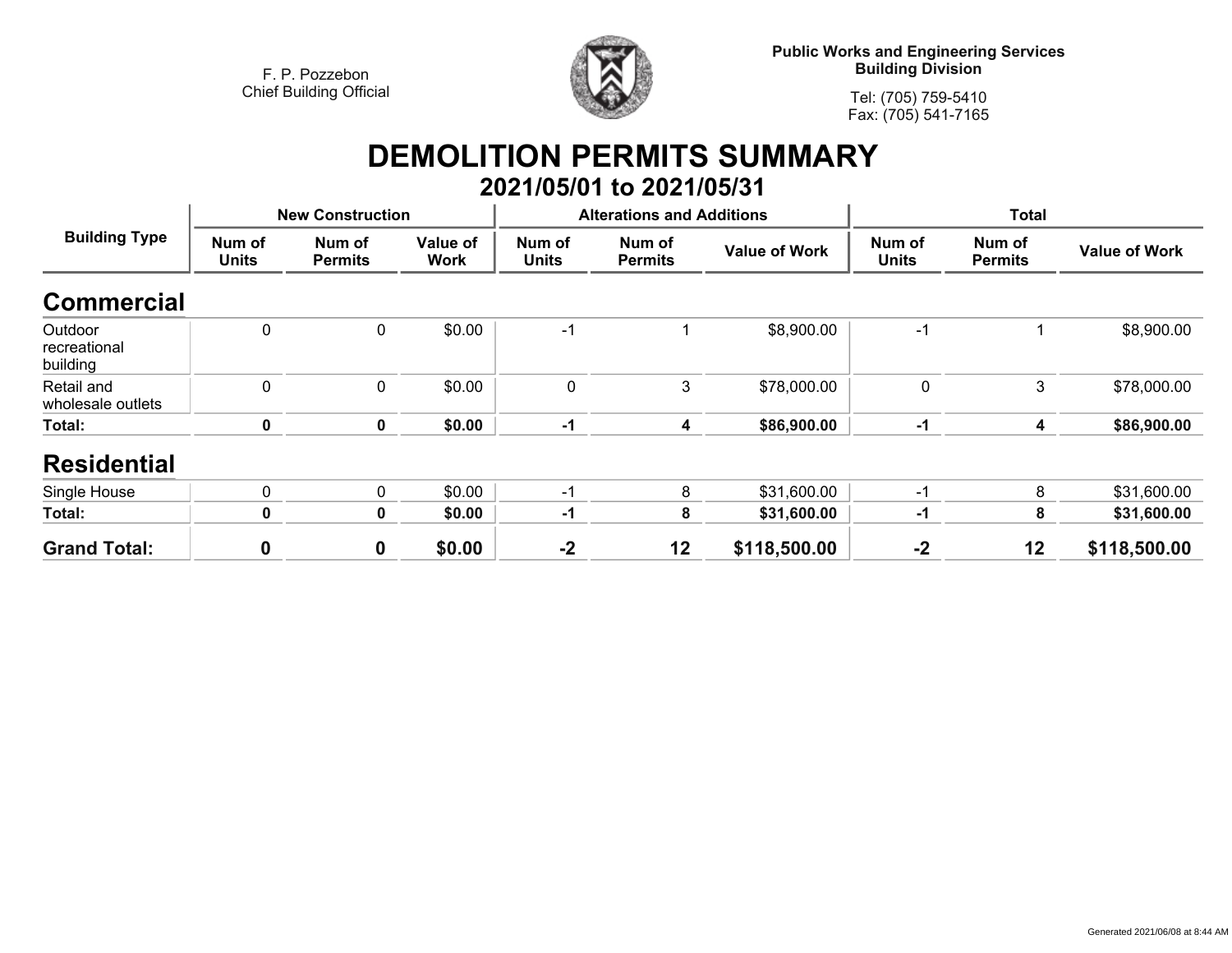F. P. Pozzebon
Chief Building Official

**Public Works and Engineering Services**
**Building Division**

Tel: (705) 759-5410
Fax: (705) 541-7165

# DEMOLITION PERMITS SUMMARY

## 2021/05/01 to 2021/05/31

| Building Type | New Construction | | | Alterations and Additions | | | Total | | |
|---|---|---|---|---|---|---|---|---|---|
| | Num of Units | Num of Permits | Value of Work | Num of Units | Num of Permits | Value of Work | Num of Units | Num of Permits | Value of Work |
| **Commercial** | | | | | | | | | |
| Outdoor recreational building | 0 | 0 | $0.00 | -1 | 1 | $8,900.00 | -1 | 1 | $8,900.00 |
| Retail and wholesale outlets | 0 | 0 | $0.00 | 0 | 3 | $78,000.00 | 0 | 3 | $78,000.00 |
| **Total:** | **0** | **0** | **$0.00** | **-1** | **4** | **$86,900.00** | **-1** | **4** | **$86,900.00** |
| **Residential** | | | | | | | | | |
| Single House | 0 | 0 | $0.00 | -1 | 8 | $31,600.00 | -1 | 8 | $31,600.00 |
| **Total:** | **0** | **0** | **$0.00** | **-1** | **8** | **$31,600.00** | **-1** | **8** | **$31,600.00** |
| **Grand Total:** | **0** | **0** | **$0.00** | **-2** | **12** | **$118,500.00** | **-2** | **12** | **$118,500.00** |

Generated 2021/06/08 at 8:44 AM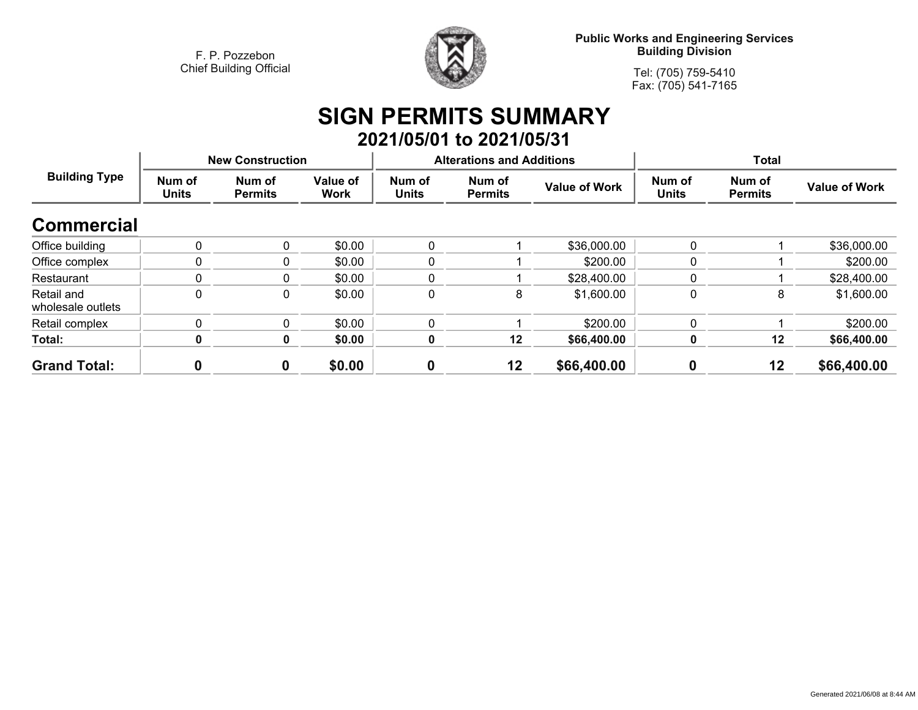F. P. Pozzebon
Chief Building Official

**Public Works and Engineering Services**
**Building Division**

Tel: (705) 759-5410
Fax: (705) 541-7165

# SIGN PERMITS SUMMARY

## 2021/05/01 to 2021/05/31

| Building Type | New Construction | | | Alterations and Additions | | | Total | | |
|---|---|---|---|---|---|---|---|---|---|
| | Num of Units | Num of Permits | Value of Work | Num of Units | Num of Permits | Value of Work | Num of Units | Num of Permits | Value of Work |
| **Commercial** | | | | | | | | | |
| Office building | 0 | 0 | $0.00 | 0 | 1 | $36,000.00 | 0 | 1 | $36,000.00 |
| Office complex | 0 | 0 | $0.00 | 0 | 1 | $200.00 | 0 | 1 | $200.00 |
| Restaurant | 0 | 0 | $0.00 | 0 | 1 | $28,400.00 | 0 | 1 | $28,400.00 |
| Retail and wholesale outlets | 0 | 0 | $0.00 | 0 | 8 | $1,600.00 | 0 | 8 | $1,600.00 |
| Retail complex | 0 | 0 | $0.00 | 0 | 1 | $200.00 | 0 | 1 | $200.00 |
| **Total:** | **0** | **0** | **$0.00** | **0** | **12** | **$66,400.00** | **0** | **12** | **$66,400.00** |
| **Grand Total:** | **0** | **0** | **$0.00** | **0** | **12** | **$66,400.00** | **0** | **12** | **$66,400.00** |

Generated 2021/06/08 at 8:44 AM